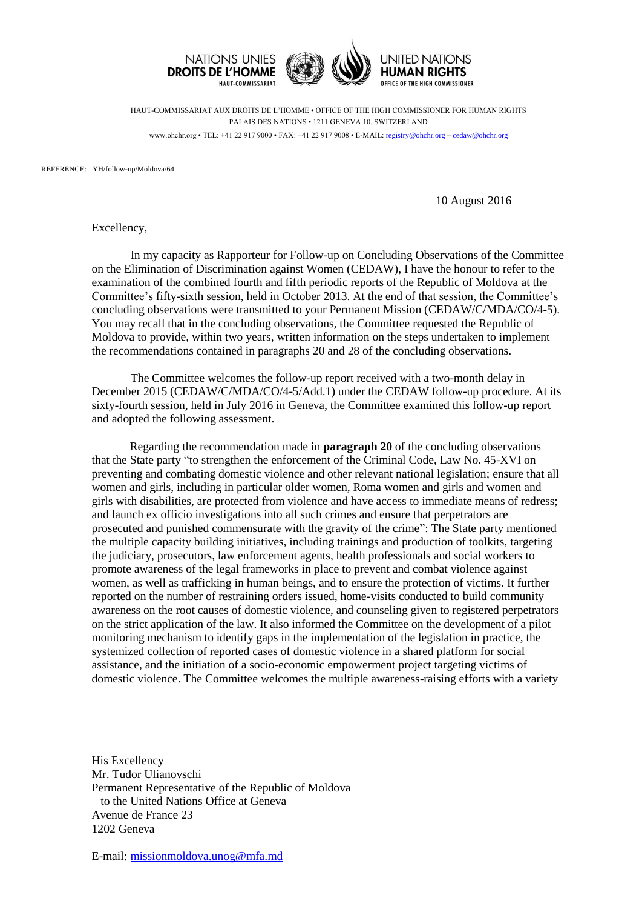NATIONS UNIES
**DROITS DE L'HOMME**
HAUT-COMMISSARIAT

UNITED NATIONS
**HUMAN RIGHTS**
OFFICE OF THE HIGH COMMISSIONER

HAUT-COMMISSARIAT AUX DROITS DE L'HOMME • OFFICE OF THE HIGH COMMISSIONER FOR HUMAN RIGHTS
PALAIS DES NATIONS • 1211 GENEVA 10, SWITZERLAND
www.ohchr.org • TEL: +41 22 917 9000 • FAX: +41 22 917 9008 • E-MAIL: registry@ohchr.org – cedaw@ohchr.org

REFERENCE: YH/follow-up/Moldova/64

10 August 2016

Excellency,

In my capacity as Rapporteur for Follow-up on Concluding Observations of the Committee on the Elimination of Discrimination against Women (CEDAW), I have the honour to refer to the examination of the combined fourth and fifth periodic reports of the Republic of Moldova at the Committee's fifty-sixth session, held in October 2013. At the end of that session, the Committee's concluding observations were transmitted to your Permanent Mission (CEDAW/C/MDA/CO/4-5). You may recall that in the concluding observations, the Committee requested the Republic of Moldova to provide, within two years, written information on the steps undertaken to implement the recommendations contained in paragraphs 20 and 28 of the concluding observations.

The Committee welcomes the follow-up report received with a two-month delay in December 2015 (CEDAW/C/MDA/CO/4-5/Add.1) under the CEDAW follow-up procedure. At its sixty-fourth session, held in July 2016 in Geneva, the Committee examined this follow-up report and adopted the following assessment.

Regarding the recommendation made in **paragraph 20** of the concluding observations that the State party "to strengthen the enforcement of the Criminal Code, Law No. 45-XVI on preventing and combating domestic violence and other relevant national legislation; ensure that all women and girls, including in particular older women, Roma women and girls and women and girls with disabilities, are protected from violence and have access to immediate means of redress; and launch ex officio investigations into all such crimes and ensure that perpetrators are prosecuted and punished commensurate with the gravity of the crime": The State party mentioned the multiple capacity building initiatives, including trainings and production of toolkits, targeting the judiciary, prosecutors, law enforcement agents, health professionals and social workers to promote awareness of the legal frameworks in place to prevent and combat violence against women, as well as trafficking in human beings, and to ensure the protection of victims. It further reported on the number of restraining orders issued, home-visits conducted to build community awareness on the root causes of domestic violence, and counseling given to registered perpetrators on the strict application of the law. It also informed the Committee on the development of a pilot monitoring mechanism to identify gaps in the implementation of the legislation in practice, the systemized collection of reported cases of domestic violence in a shared platform for social assistance, and the initiation of a socio-economic empowerment project targeting victims of domestic violence. The Committee welcomes the multiple awareness-raising efforts with a variety

His Excellency
Mr. Tudor Ulianovschi
Permanent Representative of the Republic of Moldova
to the United Nations Office at Geneva
Avenue de France 23
1202 Geneva

E-mail: missionmoldova.unog@mfa.md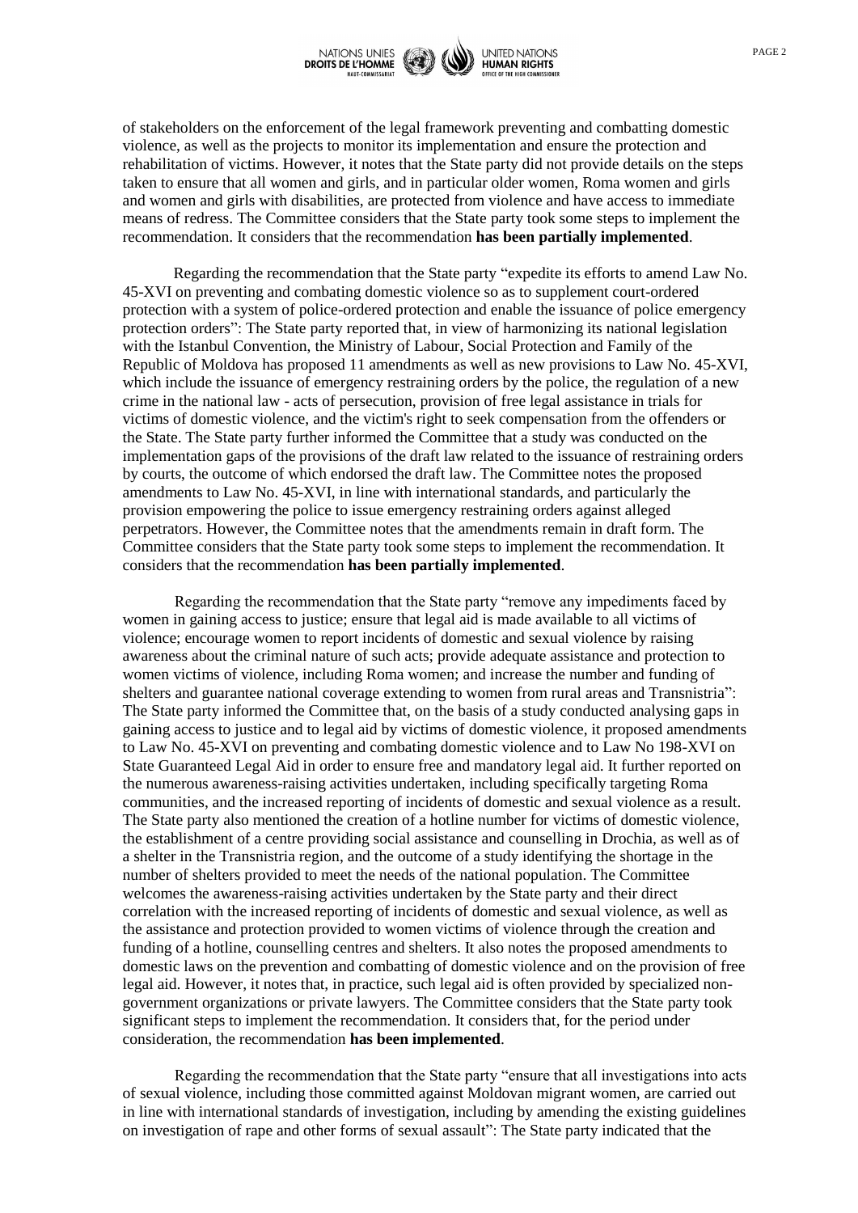of stakeholders on the enforcement of the legal framework preventing and combatting domestic violence, as well as the projects to monitor its implementation and ensure the protection and rehabilitation of victims. However, it notes that the State party did not provide details on the steps taken to ensure that all women and girls, and in particular older women, Roma women and girls and women and girls with disabilities, are protected from violence and have access to immediate means of redress. The Committee considers that the State party took some steps to implement the recommendation. It considers that the recommendation **has been partially implemented**.

Regarding the recommendation that the State party "expedite its efforts to amend Law No. 45-XVI on preventing and combating domestic violence so as to supplement court-ordered protection with a system of police-ordered protection and enable the issuance of police emergency protection orders": The State party reported that, in view of harmonizing its national legislation with the Istanbul Convention, the Ministry of Labour, Social Protection and Family of the Republic of Moldova has proposed 11 amendments as well as new provisions to Law No. 45-XVI, which include the issuance of emergency restraining orders by the police, the regulation of a new crime in the national law - acts of persecution, provision of free legal assistance in trials for victims of domestic violence, and the victim's right to seek compensation from the offenders or the State. The State party further informed the Committee that a study was conducted on the implementation gaps of the provisions of the draft law related to the issuance of restraining orders by courts, the outcome of which endorsed the draft law. The Committee notes the proposed amendments to Law No. 45-XVI, in line with international standards, and particularly the provision empowering the police to issue emergency restraining orders against alleged perpetrators. However, the Committee notes that the amendments remain in draft form. The Committee considers that the State party took some steps to implement the recommendation. It considers that the recommendation **has been partially implemented**.

Regarding the recommendation that the State party "remove any impediments faced by women in gaining access to justice; ensure that legal aid is made available to all victims of violence; encourage women to report incidents of domestic and sexual violence by raising awareness about the criminal nature of such acts; provide adequate assistance and protection to women victims of violence, including Roma women; and increase the number and funding of shelters and guarantee national coverage extending to women from rural areas and Transnistria": The State party informed the Committee that, on the basis of a study conducted analysing gaps in gaining access to justice and to legal aid by victims of domestic violence, it proposed amendments to Law No. 45-XVI on preventing and combating domestic violence and to Law No 198-XVI on State Guaranteed Legal Aid in order to ensure free and mandatory legal aid. It further reported on the numerous awareness-raising activities undertaken, including specifically targeting Roma communities, and the increased reporting of incidents of domestic and sexual violence as a result. The State party also mentioned the creation of a hotline number for victims of domestic violence, the establishment of a centre providing social assistance and counselling in Drochia, as well as of a shelter in the Transnistria region, and the outcome of a study identifying the shortage in the number of shelters provided to meet the needs of the national population. The Committee welcomes the awareness-raising activities undertaken by the State party and their direct correlation with the increased reporting of incidents of domestic and sexual violence, as well as the assistance and protection provided to women victims of violence through the creation and funding of a hotline, counselling centres and shelters. It also notes the proposed amendments to domestic laws on the prevention and combatting of domestic violence and on the provision of free legal aid. However, it notes that, in practice, such legal aid is often provided by specialized non-government organizations or private lawyers. The Committee considers that the State party took significant steps to implement the recommendation. It considers that, for the period under consideration, the recommendation **has been implemented**.

Regarding the recommendation that the State party "ensure that all investigations into acts of sexual violence, including those committed against Moldovan migrant women, are carried out in line with international standards of investigation, including by amending the existing guidelines on investigation of rape and other forms of sexual assault": The State party indicated that the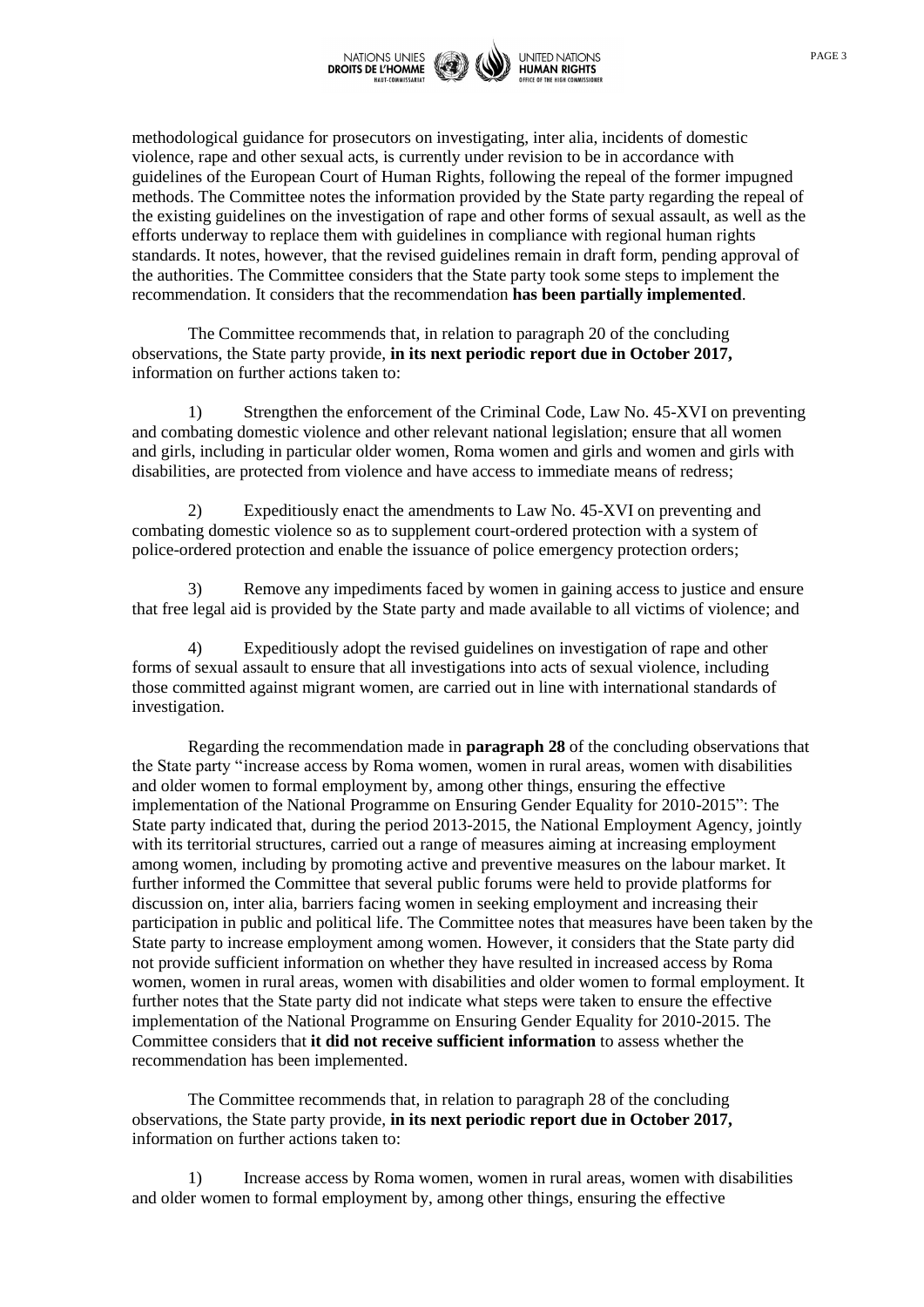methodological guidance for prosecutors on investigating, inter alia, incidents of domestic violence, rape and other sexual acts, is currently under revision to be in accordance with guidelines of the European Court of Human Rights, following the repeal of the former impugned methods. The Committee notes the information provided by the State party regarding the repeal of the existing guidelines on the investigation of rape and other forms of sexual assault, as well as the efforts underway to replace them with guidelines in compliance with regional human rights standards. It notes, however, that the revised guidelines remain in draft form, pending approval of the authorities. The Committee considers that the State party took some steps to implement the recommendation. It considers that the recommendation **has been partially implemented**.

The Committee recommends that, in relation to paragraph 20 of the concluding observations, the State party provide, **in its next periodic report due in October 2017,** information on further actions taken to:

1) Strengthen the enforcement of the Criminal Code, Law No. 45-XVI on preventing and combating domestic violence and other relevant national legislation; ensure that all women and girls, including in particular older women, Roma women and girls and women and girls with disabilities, are protected from violence and have access to immediate means of redress;

2) Expeditiously enact the amendments to Law No. 45-XVI on preventing and combating domestic violence so as to supplement court-ordered protection with a system of police-ordered protection and enable the issuance of police emergency protection orders;

3) Remove any impediments faced by women in gaining access to justice and ensure that free legal aid is provided by the State party and made available to all victims of violence; and

4) Expeditiously adopt the revised guidelines on investigation of rape and other forms of sexual assault to ensure that all investigations into acts of sexual violence, including those committed against migrant women, are carried out in line with international standards of investigation.

Regarding the recommendation made in **paragraph 28** of the concluding observations that the State party "increase access by Roma women, women in rural areas, women with disabilities and older women to formal employment by, among other things, ensuring the effective implementation of the National Programme on Ensuring Gender Equality for 2010-2015": The State party indicated that, during the period 2013-2015, the National Employment Agency, jointly with its territorial structures, carried out a range of measures aiming at increasing employment among women, including by promoting active and preventive measures on the labour market. It further informed the Committee that several public forums were held to provide platforms for discussion on, inter alia, barriers facing women in seeking employment and increasing their participation in public and political life. The Committee notes that measures have been taken by the State party to increase employment among women. However, it considers that the State party did not provide sufficient information on whether they have resulted in increased access by Roma women, women in rural areas, women with disabilities and older women to formal employment. It further notes that the State party did not indicate what steps were taken to ensure the effective implementation of the National Programme on Ensuring Gender Equality for 2010-2015. The Committee considers that **it did not receive sufficient information** to assess whether the recommendation has been implemented.

The Committee recommends that, in relation to paragraph 28 of the concluding observations, the State party provide, **in its next periodic report due in October 2017,** information on further actions taken to:

1) Increase access by Roma women, women in rural areas, women with disabilities and older women to formal employment by, among other things, ensuring the effective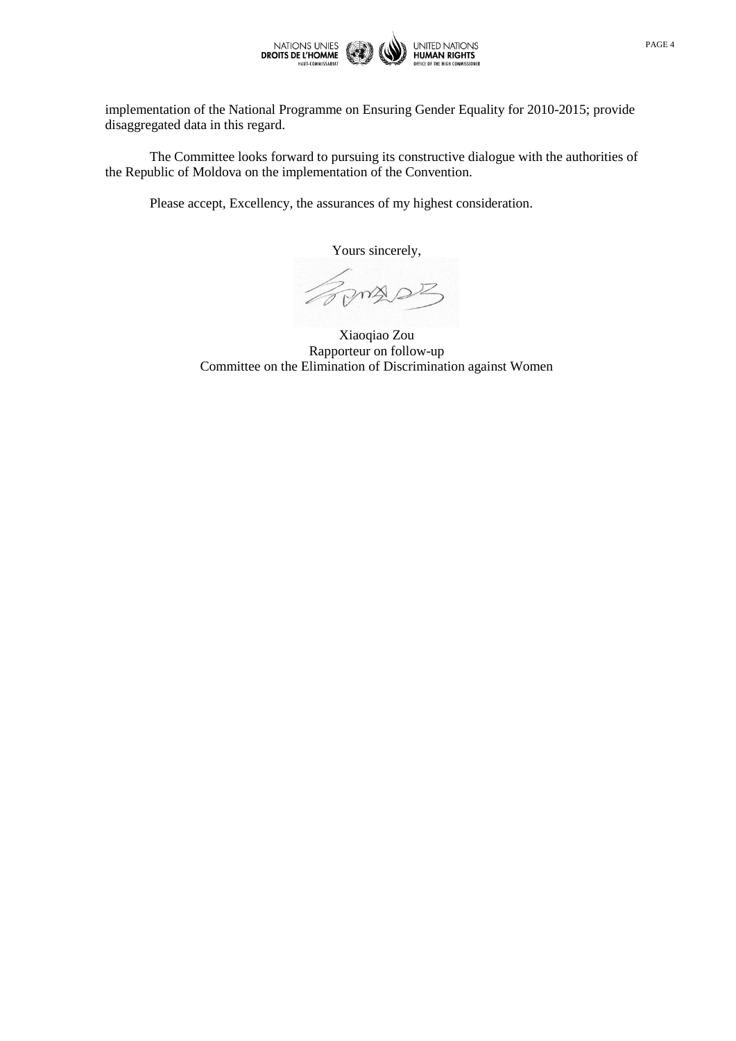implementation of the National Programme on Ensuring Gender Equality for 2010-2015; provide disaggregated data in this regard.

The Committee looks forward to pursuing its constructive dialogue with the authorities of the Republic of Moldova on the implementation of the Convention.

Please accept, Excellency, the assurances of my highest consideration.

Yours sincerely,

Xiaoqiao Zou  
Rapporteur on follow-up  
Committee on the Elimination of Discrimination against Women